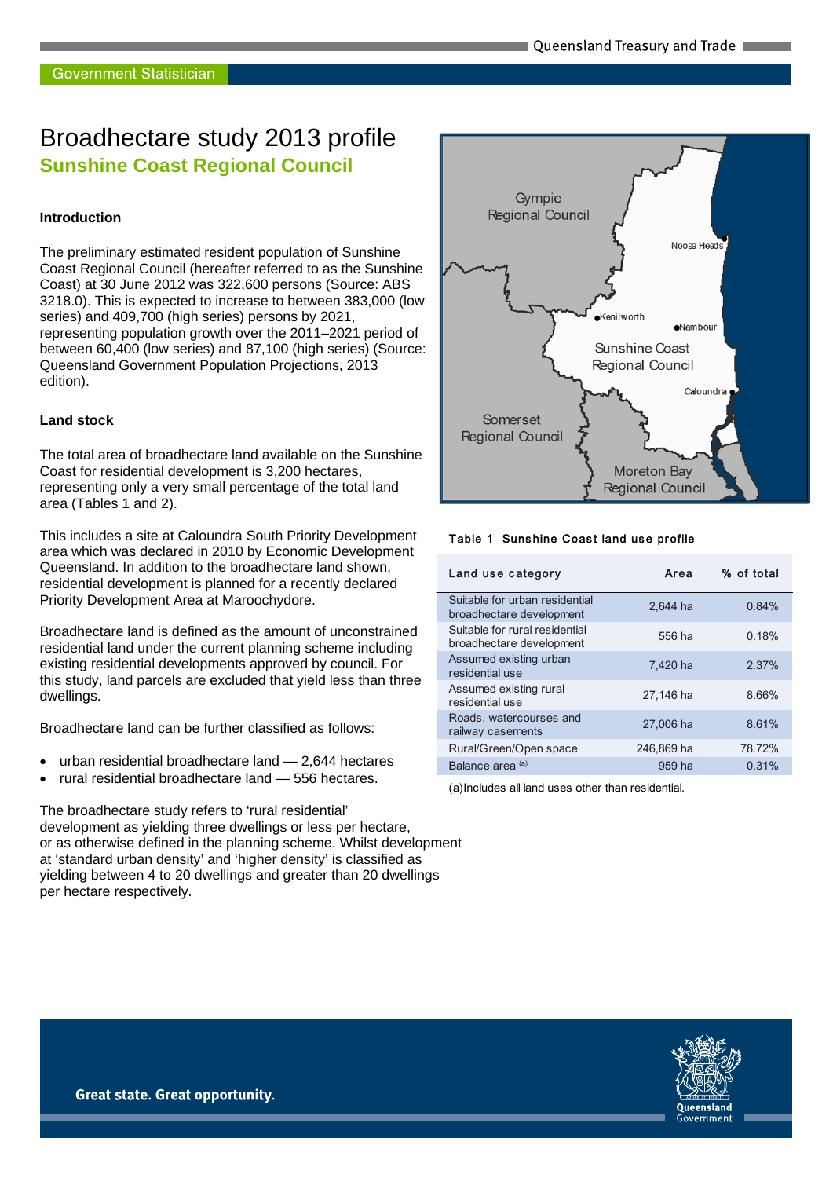Government Statistician

# Broadhectare study 2013 profile

## Sunshine Coast Regional Council

### Introduction

The preliminary estimated resident population of Sunshine Coast Regional Council (hereafter referred to as the Sunshine Coast) at 30 June 2012 was 322,600 persons (Source: ABS 3218.0). This is expected to increase to between 383,000 (low series) and 409,700 (high series) persons by 2021, representing population growth over the 2011–2021 period of between 60,400 (low series) and 87,100 (high series) (Source: Queensland Government Population Projections, 2013 edition).

### Land stock

The total area of broadhectare land available on the Sunshine Coast for residential development is 3,200 hectares, representing only a very small percentage of the total land area (Tables 1 and 2).

This includes a site at Caloundra South Priority Development area which was declared in 2010 by Economic Development Queensland. In addition to the broadhectare land shown, residential development is planned for a recently declared Priority Development Area at Maroochydore.

Broadhectare land is defined as the amount of unconstrained residential land under the current planning scheme including existing residential developments approved by council. For this study, land parcels are excluded that yield less than three dwellings.

Broadhectare land can be further classified as follows:

- urban residential broadhectare land — 2,644 hectares
- rural residential broadhectare land — 556 hectares.

The broadhectare study refers to 'rural residential' development as yielding three dwellings or less per hectare, or as otherwise defined in the planning scheme. Whilst development at 'standard urban density' and 'higher density' is classified as yielding between 4 to 20 dwellings and greater than 20 dwellings per hectare respectively.

**Table 1 Sunshine Coast land use profile**

| Land use category | Area | % of total |
|---|---|---|
| Suitable for urban residential broadhectare development | 2,644 ha | 0.84% |
| Suitable for rural residential broadhectare development | 556 ha | 0.18% |
| Assumed existing urban residential use | 7,420 ha | 2.37% |
| Assumed existing rural residential use | 27,146 ha | 8.66% |
| Roads, watercourses and railway easements | 27,006 ha | 8.61% |
| Rural/Green/Open space | 246,869 ha | 78.72% |
| Balance area [(a)] | 959 ha | 0.31% |

(a)Includes all land uses other than residential.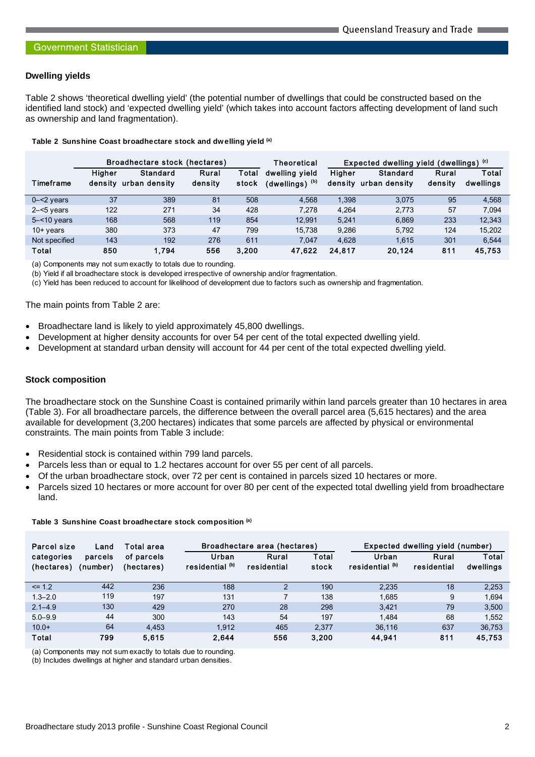## Dwelling yields

Table 2 shows 'theoretical dwelling yield' (the potential number of dwellings that could be constructed based on the identified land stock) and 'expected dwelling yield' (which takes into account factors affecting development of land such as ownership and land fragmentation).

**Table 2 Sunshine Coast broadhectare stock and dwelling yield [(a)]**

| | Broadhectare stock (hectares) | | | | Theoretical | Expected dwelling yield (dwellings) [(c)] | | | |
|---|---|---|---|---|---|---|---|---|---|
| Timeframe | Higher density | Standard urban density | Rural density | Total stock | dwelling yield (dwellings) [(b)] | Higher density | Standard urban density | Rural density | Total dwellings |
| 0–<2 years | 37 | 389 | 81 | 508 | 4,568 | 1,398 | 3,075 | 95 | 4,568 |
| 2–<5 years | 122 | 271 | 34 | 428 | 7,278 | 4,264 | 2,773 | 57 | 7,094 |
| 5–<10 years | 168 | 568 | 119 | 854 | 12,991 | 5,241 | 6,869 | 233 | 12,343 |
| 10+ years | 380 | 373 | 47 | 799 | 15,738 | 9,286 | 5,792 | 124 | 15,202 |
| Not specified | 143 | 192 | 276 | 611 | 7,047 | 4,628 | 1,615 | 301 | 6,544 |
| **Total** | **850** | **1,794** | **556** | **3,200** | **47,622** | **24,817** | **20,124** | **811** | **45,753** |

(a) Components may not sum exactly to totals due to rounding.
(b) Yield if all broadhectare stock is developed irrespective of ownership and/or fragmentation.
(c) Yield has been reduced to account for likelihood of development due to factors such as ownership and fragmentation.

The main points from Table 2 are:

- Broadhectare land is likely to yield approximately 45,800 dwellings.
- Development at higher density accounts for over 54 per cent of the total expected dwelling yield.
- Development at standard urban density will account for 44 per cent of the total expected dwelling yield.

## Stock composition

The broadhectare stock on the Sunshine Coast is contained primarily within land parcels greater than 10 hectares in area (Table 3). For all broadhectare parcels, the difference between the overall parcel area (5,615 hectares) and the area available for development (3,200 hectares) indicates that some parcels are affected by physical or environmental constraints. The main points from Table 3 include:

- Residential stock is contained within 799 land parcels.
- Parcels less than or equal to 1.2 hectares account for over 55 per cent of all parcels.
- Of the urban broadhectare stock, over 72 per cent is contained in parcels sized 10 hectares or more.
- Parcels sized 10 hectares or more account for over 80 per cent of the expected total dwelling yield from broadhectare land.

**Table 3 Sunshine Coast broadhectare stock composition [(a)]**

| Parcel size categories (hectares) | Land parcels (number) | Total area of parcels (hectares) | Broadhectare area (hectares) | | | Expected dwelling yield (number) | | |
|---|---|---|---|---|---|---|---|---|
| | | | Urban residential [(b)] | Rural residential | Total stock | Urban residential [(b)] | Rural residential | Total dwellings |
| <= 1.2 | 442 | 236 | 188 | 2 | 190 | 2,235 | 18 | 2,253 |
| 1.3–2.0 | 119 | 197 | 131 | 7 | 138 | 1,685 | 9 | 1,694 |
| 2.1–4.9 | 130 | 429 | 270 | 28 | 298 | 3,421 | 79 | 3,500 |
| 5.0–9.9 | 44 | 300 | 143 | 54 | 197 | 1,484 | 68 | 1,552 |
| 10.0+ | 64 | 4,453 | 1,912 | 465 | 2,377 | 36,116 | 637 | 36,753 |
| **Total** | **799** | **5,615** | **2,644** | **556** | **3,200** | **44,941** | **811** | **45,753** |

(a) Components may not sum exactly to totals due to rounding.
(b) Includes dwellings at higher and standard urban densities.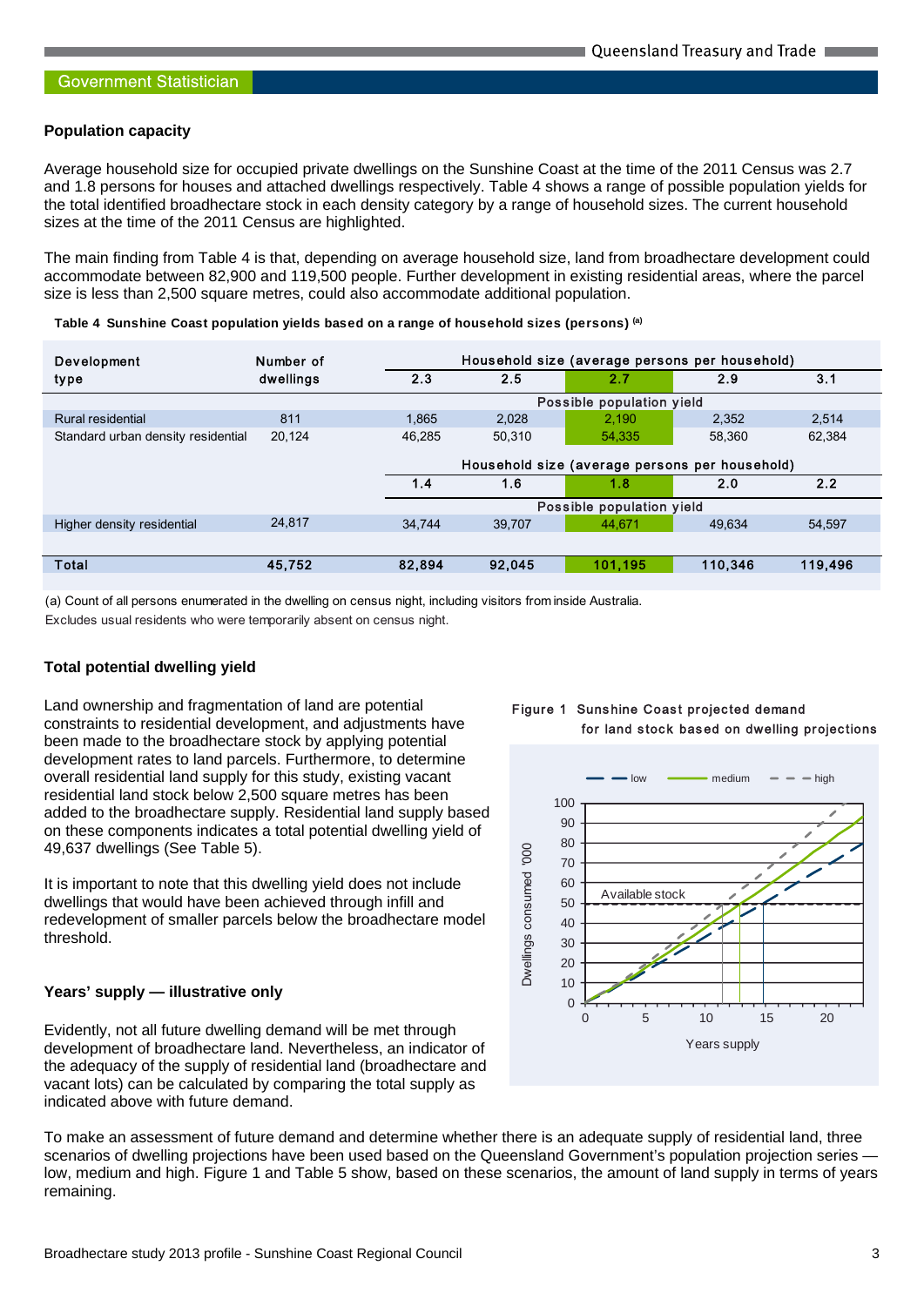## Population capacity

Average household size for occupied private dwellings on the Sunshine Coast at the time of the 2011 Census was 2.7 and 1.8 persons for houses and attached dwellings respectively. Table 4 shows a range of possible population yields for the total identified broadhectare stock in each density category by a range of household sizes. The current household sizes at the time of the 2011 Census are highlighted.

The main finding from Table 4 is that, depending on average household size, land from broadhectare development could accommodate between 82,900 and 119,500 people. Further development in existing residential areas, where the parcel size is less than 2,500 square metres, could also accommodate additional population.

**Table 4 Sunshine Coast population yields based on a range of household sizes (persons) (a)**

| Development type | Number of dwellings | Household size (average persons per household) | | | | |
|---|---|---|---|---|---|---|
| | | 2.3 | 2.5 | 2.7 | 2.9 | 3.1 |
| | | Possible population yield | | | | |
| Rural residential | 811 | 1,865 | 2,028 | 2,190 | 2,352 | 2,514 |
| Standard urban density residential | 20,124 | 46,285 | 50,310 | 54,335 | 58,360 | 62,384 |
| | | Household size (average persons per household) | | | | |
| | | 1.4 | 1.6 | 1.8 | 2.0 | 2.2 |
| | | Possible population yield | | | | |
| Higher density residential | 24,817 | 34,744 | 39,707 | 44,671 | 49,634 | 54,597 |
| **Total** | **45,752** | **82,894** | **92,045** | **101,195** | **110,346** | **119,496** |

(a) Count of all persons enumerated in the dwelling on census night, including visitors from inside Australia. Excludes usual residents who were temporarily absent on census night.

## Total potential dwelling yield

Land ownership and fragmentation of land are potential constraints to residential development, and adjustments have been made to the broadhectare stock by applying potential development rates to land parcels. Furthermore, to determine overall residential land supply for this study, existing vacant residential land stock below 2,500 square metres has been added to the broadhectare supply. Residential land supply based on these components indicates a total potential dwelling yield of 49,637 dwellings (See Table 5).

It is important to note that this dwelling yield does not include dwellings that would have been achieved through infill and redevelopment of smaller parcels below the broadhectare model threshold.

## Years' supply — illustrative only

Evidently, not all future dwelling demand will be met through development of broadhectare land. Nevertheless, an indicator of the adequacy of the supply of residential land (broadhectare and vacant lots) can be calculated by comparing the total supply as indicated above with future demand.

Figure 1 Sunshine Coast projected demand for land stock based on dwelling projections

To make an assessment of future demand and determine whether there is an adequate supply of residential land, three scenarios of dwelling projections have been used based on the Queensland Government's population projection series — low, medium and high. Figure 1 and Table 5 show, based on these scenarios, the amount of land supply in terms of years remaining.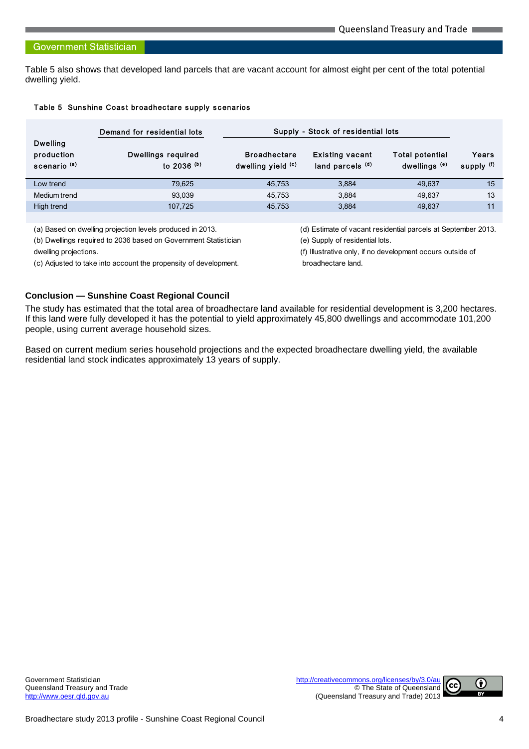Table 5 also shows that developed land parcels that are vacant account for almost eight per cent of the total potential dwelling yield.

**Table 5 Sunshine Coast broadhectare supply scenarios**

| Dwelling production scenario [(a)] | Demand for residential lots | Supply - Stock of residential lots | | | |
|---|---|---|---|---|---|
| | Dwellings required to 2036 [(b)] | Broadhectare dwelling yield [(c)] | Existing vacant land parcels [(d)] | Total potential dwellings [(e)] | Years supply [(f)] |
| Low trend | 79,625 | 45,753 | 3,884 | 49,637 | 15 |
| Medium trend | 93,039 | 45,753 | 3,884 | 49,637 | 13 |
| High trend | 107,725 | 45,753 | 3,884 | 49,637 | 11 |

(a) Based on dwelling projection levels produced in 2013.

(b) Dwellings required to 2036 based on Government Statistician dwelling projections.

(c) Adjusted to take into account the propensity of development.

(d) Estimate of vacant residential parcels at September 2013.

(e) Supply of residential lots.

(f) Illustrative only, if no development occurs outside of broadhectare land.

### Conclusion — Sunshine Coast Regional Council

The study has estimated that the total area of broadhectare land available for residential development is 3,200 hectares. If this land were fully developed it has the potential to yield approximately 45,800 dwellings and accommodate 101,200 people, using current average household sizes.

Based on current medium series household projections and the expected broadhectare dwelling yield, the available residential land stock indicates approximately 13 years of supply.

Government Statistician
Queensland Treasury and Trade
http://www.oesr.qld.gov.au

http://creativecommons.org/licenses/by/3.0/au
© The State of Queensland
(Queensland Treasury and Trade) 2013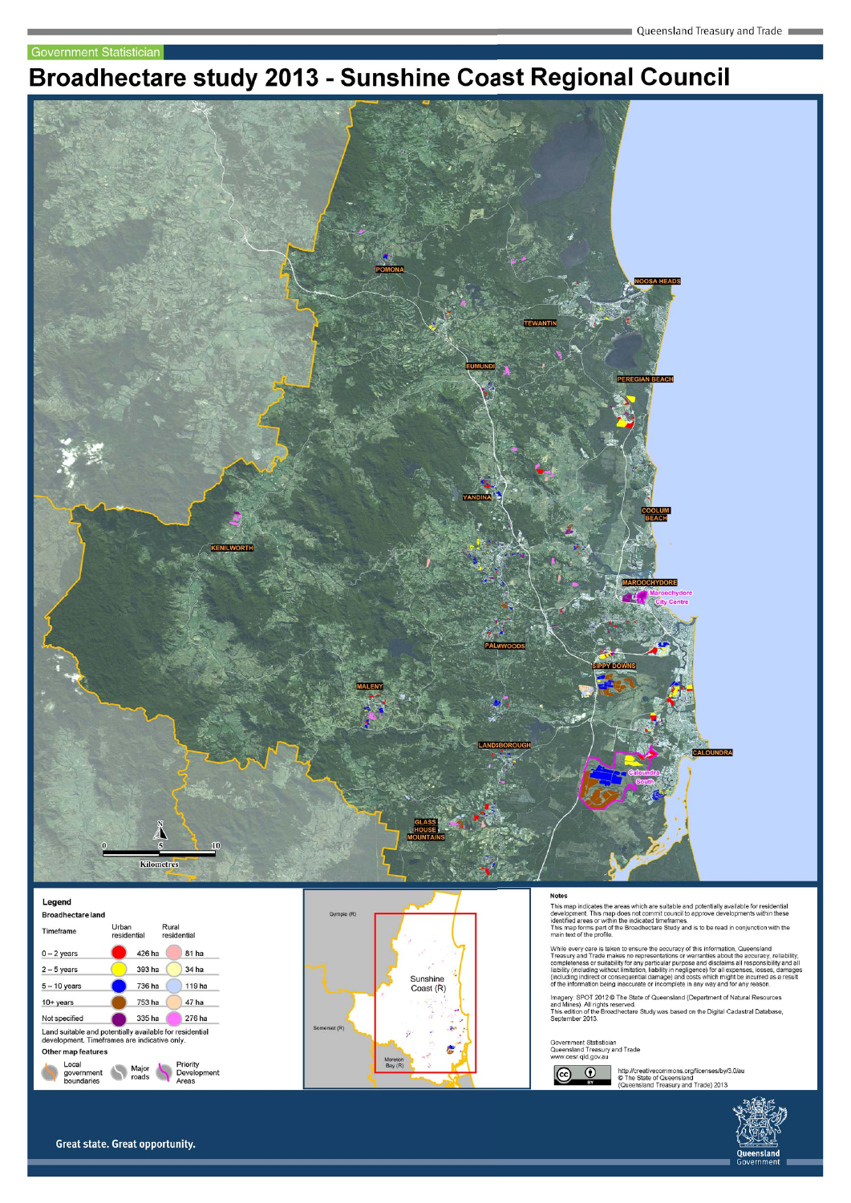Government Statistician

# Broadhectare study 2013 - Sunshine Coast Regional Council

POMONA

NOOSA HEADS

TEWANTIN

EUMUNDI

PEREGIAN BEACH

YANDINA

COOLUM BEACH

KENILWORTH

MAROOCHYDORE

Maroochydore City Centre

PALMWOODS

SIPPY DOWNS

MALENY

LANDSBOROUGH

CALOUNDRA

Caloundra South

GLASS HOUSE MOUNTAINS

0 5 10

Kilometres

## Legend

**Broadhectare land**

| Timeframe | Urban residential | Rural residential |
|---|---|---|
| 0 – 2 years | 426 ha | 81 ha |
| 2 – 5 years | 393 ha | 34 ha |
| 5 – 10 years | 736 ha | 119 ha |
| 10+ years | 753 ha | 47 ha |
| Not specified | 335 ha | 276 ha |

Land suitable and potentially available for residential development. Timeframes are indicative only.

**Other map features**

Local government boundaries

Major roads

Priority Development Areas

Gympie (R)

Sunshine Coast (R)

Somerset (R)

Moreton Bay (R)

## Notes

This map indicates the areas which are suitable and potentially available for residential development. This map does not commit council to approve developments within these identified areas or within the indicated timeframes.
This map forms part of the Broadhectare Study and is to be read in conjunction with the main text of the profile.

While every care is taken to ensure the accuracy of this information, Queensland Treasury and Trade makes no representations or warranties about the accuracy, reliability, completeness or suitability for any particular purpose and disclaims all responsibility and all liability (including without limitation, liability in negligence) for all expenses, losses, damages (including indirect or consequential damage) and costs which might be incurred as a result of the information being inaccurate or incomplete in any way and for any reason.

Imagery: SPOT 2012 © The State of Queensland (Department of Natural Resources and Mines). All rights reserved.
This edition of the Broadhectare Study was based on the Digital Cadastral Database, September 2013.

Government Statistician
Queensland Treasury and Trade
www.oesr.qld.gov.au

http://creativecommons.org/licenses/by/3.0/au
© The State of Queensland
(Queensland Treasury and Trade) 2013

Great state. Great opportunity.

Queensland Government